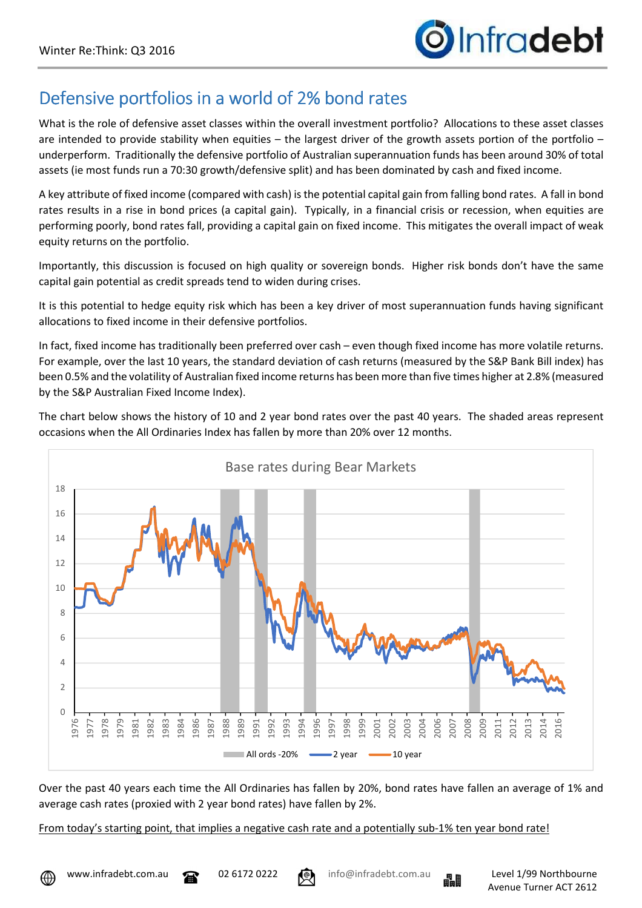# Defensive portfolios in a world of 2% bond rates

What is the role of defensive asset classes within the overall investment portfolio? Allocations to these asset classes are intended to provide stability when equities – the largest driver of the growth assets portion of the portfolio – underperform. Traditionally the defensive portfolio of Australian superannuation funds has been around 30% of total assets (ie most funds run a 70:30 growth/defensive split) and has been dominated by cash and fixed income.

A key attribute of fixed income (compared with cash) is the potential capital gain from falling bond rates. A fall in bond rates results in a rise in bond prices (a capital gain). Typically, in a financial crisis or recession, when equities are performing poorly, bond rates fall, providing a capital gain on fixed income. This mitigates the overall impact of weak equity returns on the portfolio.

Importantly, this discussion is focused on high quality or sovereign bonds. Higher risk bonds don't have the same capital gain potential as credit spreads tend to widen during crises.

It is this potential to hedge equity risk which has been a key driver of most superannuation funds having significant allocations to fixed income in their defensive portfolios.

In fact, fixed income has traditionally been preferred over cash – even though fixed income has more volatile returns. For example, over the last 10 years, the standard deviation of cash returns (measured by the S&P Bank Bill index) has been 0.5% and the volatility of Australian fixed income returns has been more than five times higher at 2.8% (measured by the S&P Australian Fixed Income Index).

The chart below shows the history of 10 and 2 year bond rates over the past 40 years. The shaded areas represent occasions when the All Ordinaries Index has fallen by more than 20% over 12 months.

Base rates during Bear Markets

All ords -20% | 2 year | 10 year

Over the past 40 years each time the All Ordinaries has fallen by 20%, bond rates have fallen an average of 1% and average cash rates (proxied with 2 year bond rates) have fallen by 2%.

From today's starting point, that implies a negative cash rate and a potentially sub-1% ten year bond rate!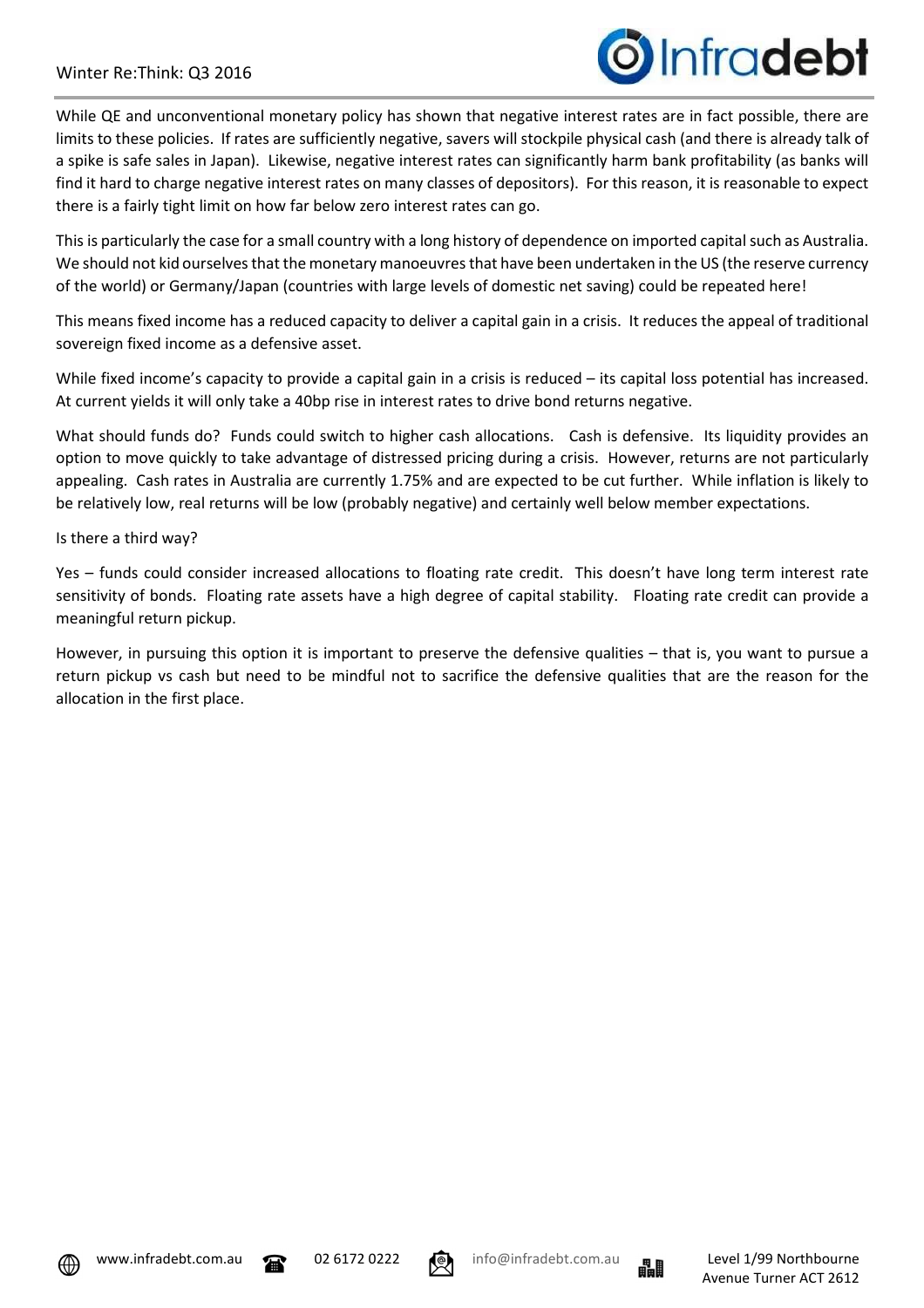While QE and unconventional monetary policy has shown that negative interest rates are in fact possible, there are limits to these policies. If rates are sufficiently negative, savers will stockpile physical cash (and there is already talk of a spike is safe sales in Japan). Likewise, negative interest rates can significantly harm bank profitability (as banks will find it hard to charge negative interest rates on many classes of depositors). For this reason, it is reasonable to expect there is a fairly tight limit on how far below zero interest rates can go.

This is particularly the case for a small country with a long history of dependence on imported capital such as Australia. We should not kid ourselves that the monetary manoeuvres that have been undertaken in the US (the reserve currency of the world) or Germany/Japan (countries with large levels of domestic net saving) could be repeated here!

This means fixed income has a reduced capacity to deliver a capital gain in a crisis. It reduces the appeal of traditional sovereign fixed income as a defensive asset.

While fixed income's capacity to provide a capital gain in a crisis is reduced – its capital loss potential has increased. At current yields it will only take a 40bp rise in interest rates to drive bond returns negative.

What should funds do? Funds could switch to higher cash allocations. Cash is defensive. Its liquidity provides an option to move quickly to take advantage of distressed pricing during a crisis. However, returns are not particularly appealing. Cash rates in Australia are currently 1.75% and are expected to be cut further. While inflation is likely to be relatively low, real returns will be low (probably negative) and certainly well below member expectations.

Is there a third way?

Yes – funds could consider increased allocations to floating rate credit. This doesn't have long term interest rate sensitivity of bonds. Floating rate assets have a high degree of capital stability. Floating rate credit can provide a meaningful return pickup.

However, in pursuing this option it is important to preserve the defensive qualities – that is, you want to pursue a return pickup vs cash but need to be mindful not to sacrifice the defensive qualities that are the reason for the allocation in the first place.